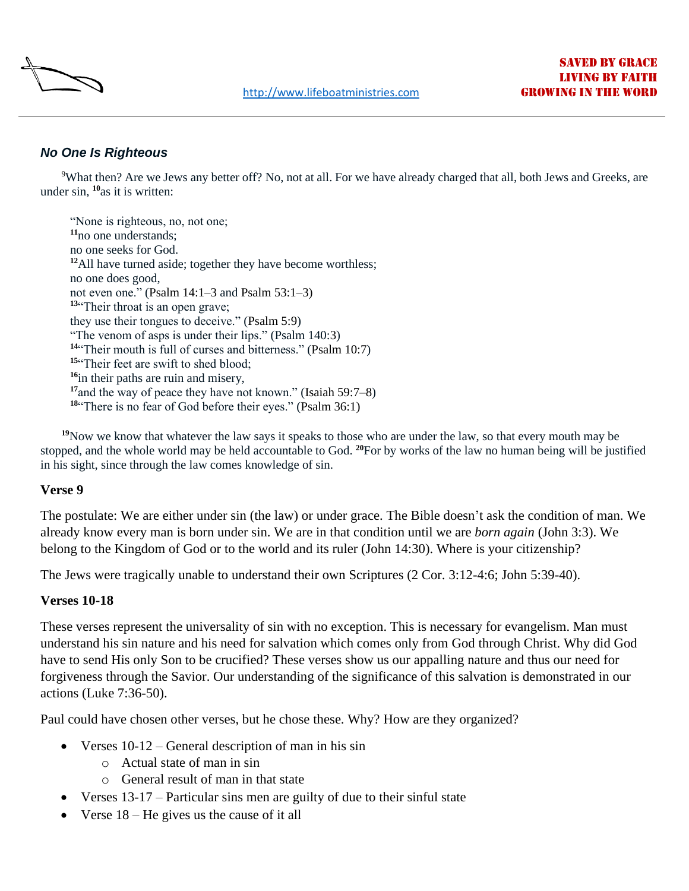## *No One Is Righteous*

[9]What then? Are we Jews any better off? No, not at all. For we have already charged that all, both Jews and Greeks, are under sin, **[10]**as it is written:

> "None is righteous, no, not one;
> **[11]**no one understands;
> no one seeks for God.
> **[12]**All have turned aside; together they have become worthless;
> no one does good,
> not even one." (Psalm 14:1–3 and Psalm 53:1–3)
> **[13]**"Their throat is an open grave;
> they use their tongues to deceive." (Psalm 5:9)
> "The venom of asps is under their lips." (Psalm 140:3)
> **[14]**"Their mouth is full of curses and bitterness." (Psalm 10:7)
> **[15]**"Their feet are swift to shed blood;
> **[16]**in their paths are ruin and misery,
> **[17]**and the way of peace they have not known." (Isaiah 59:7–8)
> **[18]**"There is no fear of God before their eyes." (Psalm 36:1)

**[19]**Now we know that whatever the law says it speaks to those who are under the law, so that every mouth may be stopped, and the whole world may be held accountable to God. **[20]**For by works of the law no human being will be justified in his sight, since through the law comes knowledge of sin.

### Verse 9

The postulate: We are either under sin (the law) or under grace. The Bible doesn't ask the condition of man. We already know every man is born under sin. We are in that condition until we are *born again* (John 3:3). We belong to the Kingdom of God or to the world and its ruler (John 14:30). Where is your citizenship?

The Jews were tragically unable to understand their own Scriptures (2 Cor. 3:12-4:6; John 5:39-40).

### Verses 10-18

These verses represent the universality of sin with no exception. This is necessary for evangelism. Man must understand his sin nature and his need for salvation which comes only from God through Christ. Why did God have to send His only Son to be crucified? These verses show us our appalling nature and thus our need for forgiveness through the Savior. Our understanding of the significance of this salvation is demonstrated in our actions (Luke 7:36-50).

Paul could have chosen other verses, but he chose these. Why? How are they organized?

- Verses 10-12 – General description of man in his sin
  - Actual state of man in sin
  - General result of man in that state
- Verses 13-17 – Particular sins men are guilty of due to their sinful state
- Verse 18 – He gives us the cause of it all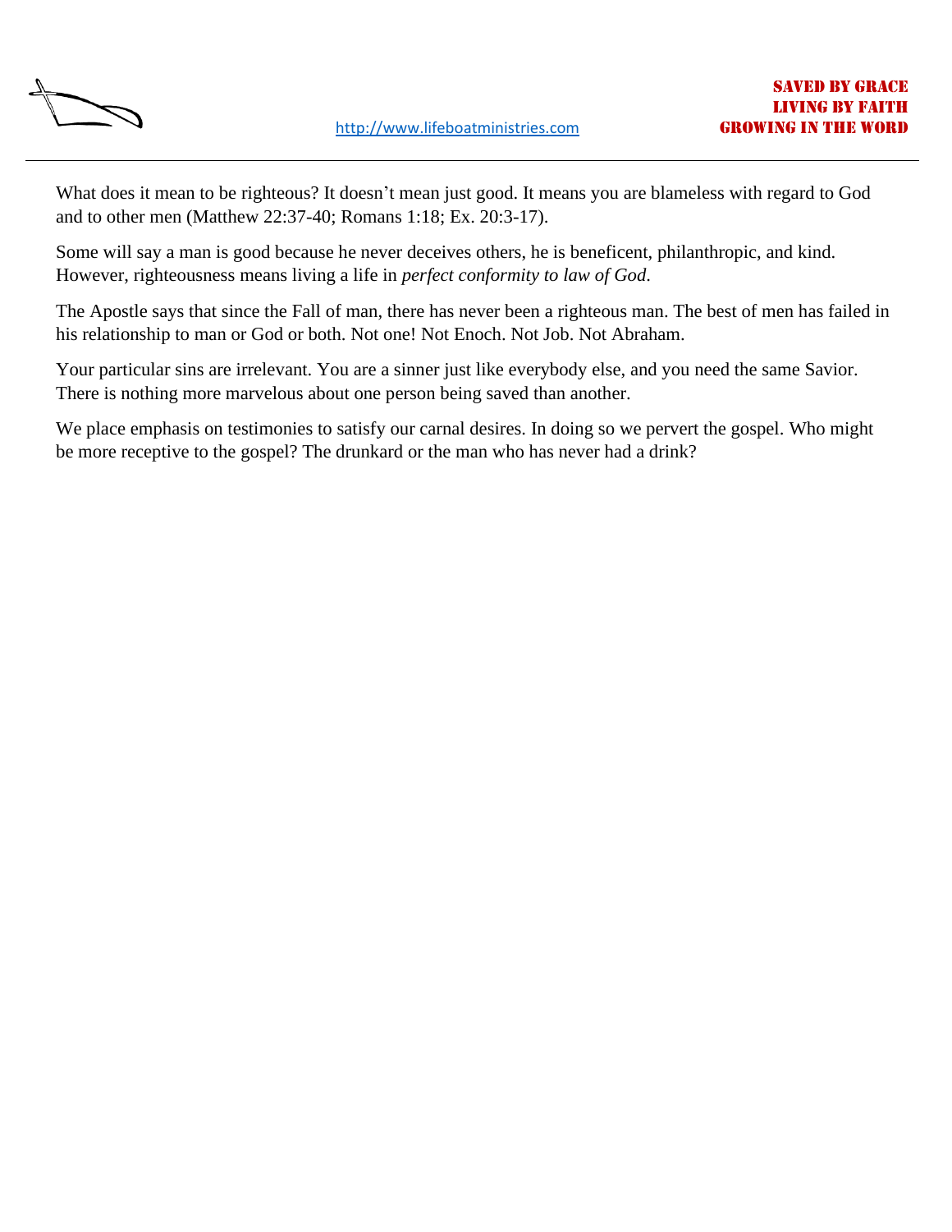What does it mean to be righteous? It doesn't mean just good. It means you are blameless with regard to God and to other men (Matthew 22:37-40; Romans 1:18; Ex. 20:3-17).

Some will say a man is good because he never deceives others, he is beneficent, philanthropic, and kind. However, righteousness means living a life in *perfect conformity to law of God*.

The Apostle says that since the Fall of man, there has never been a righteous man. The best of men has failed in his relationship to man or God or both. Not one! Not Enoch. Not Job. Not Abraham.

Your particular sins are irrelevant. You are a sinner just like everybody else, and you need the same Savior. There is nothing more marvelous about one person being saved than another.

We place emphasis on testimonies to satisfy our carnal desires. In doing so we pervert the gospel. Who might be more receptive to the gospel? The drunkard or the man who has never had a drink?